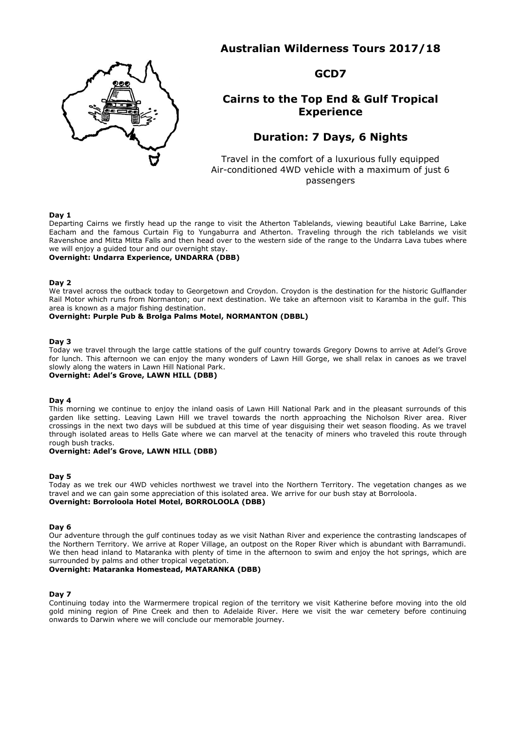# Australian Wilderness Tours 2017/18

## GCD7

## Cairns to the Top End & Gulf Tropical Experience

## Duration: 7 Days, 6 Nights

Travel in the comfort of a luxurious fully equipped Air-conditioned 4WD vehicle with a maximum of just 6 passengers

**Day 1**

Departing Cairns we firstly head up the range to visit the Atherton Tablelands, viewing beautiful Lake Barrine, Lake Eacham and the famous Curtain Fig to Yungaburra and Atherton. Traveling through the rich tablelands we visit Ravenshoe and Mitta Mitta Falls and then head over to the western side of the range to the Undarra Lava tubes where we will enjoy a guided tour and our overnight stay.

**Overnight: Undarra Experience, UNDARRA (DBB)**

**Day 2**

We travel across the outback today to Georgetown and Croydon. Croydon is the destination for the historic Gulflander Rail Motor which runs from Normanton; our next destination. We take an afternoon visit to Karamba in the gulf. This area is known as a major fishing destination.

**Overnight: Purple Pub & Brolga Palms Motel, NORMANTON (DBBL)**

**Day 3**

Today we travel through the large cattle stations of the gulf country towards Gregory Downs to arrive at Adel's Grove for lunch. This afternoon we can enjoy the many wonders of Lawn Hill Gorge, we shall relax in canoes as we travel slowly along the waters in Lawn Hill National Park.

**Overnight: Adel's Grove, LAWN HILL (DBB)**

**Day 4**

This morning we continue to enjoy the inland oasis of Lawn Hill National Park and in the pleasant surrounds of this garden like setting. Leaving Lawn Hill we travel towards the north approaching the Nicholson River area. River crossings in the next two days will be subdued at this time of year disguising their wet season flooding. As we travel through isolated areas to Hells Gate where we can marvel at the tenacity of miners who traveled this route through rough bush tracks.

**Overnight: Adel's Grove, LAWN HILL (DBB)**

**Day 5**

Today as we trek our 4WD vehicles northwest we travel into the Northern Territory. The vegetation changes as we travel and we can gain some appreciation of this isolated area. We arrive for our bush stay at Borroloola.

**Overnight: Borroloola Hotel Motel, BORROLOOLA (DBB)**

**Day 6**

Our adventure through the gulf continues today as we visit Nathan River and experience the contrasting landscapes of the Northern Territory. We arrive at Roper Village, an outpost on the Roper River which is abundant with Barramundi. We then head inland to Mataranka with plenty of time in the afternoon to swim and enjoy the hot springs, which are surrounded by palms and other tropical vegetation.

**Overnight: Mataranka Homestead, MATARANKA (DBB)**

**Day 7**

Continuing today into the Warmermere tropical region of the territory we visit Katherine before moving into the old gold mining region of Pine Creek and then to Adelaide River. Here we visit the war cemetery before continuing onwards to Darwin where we will conclude our memorable journey.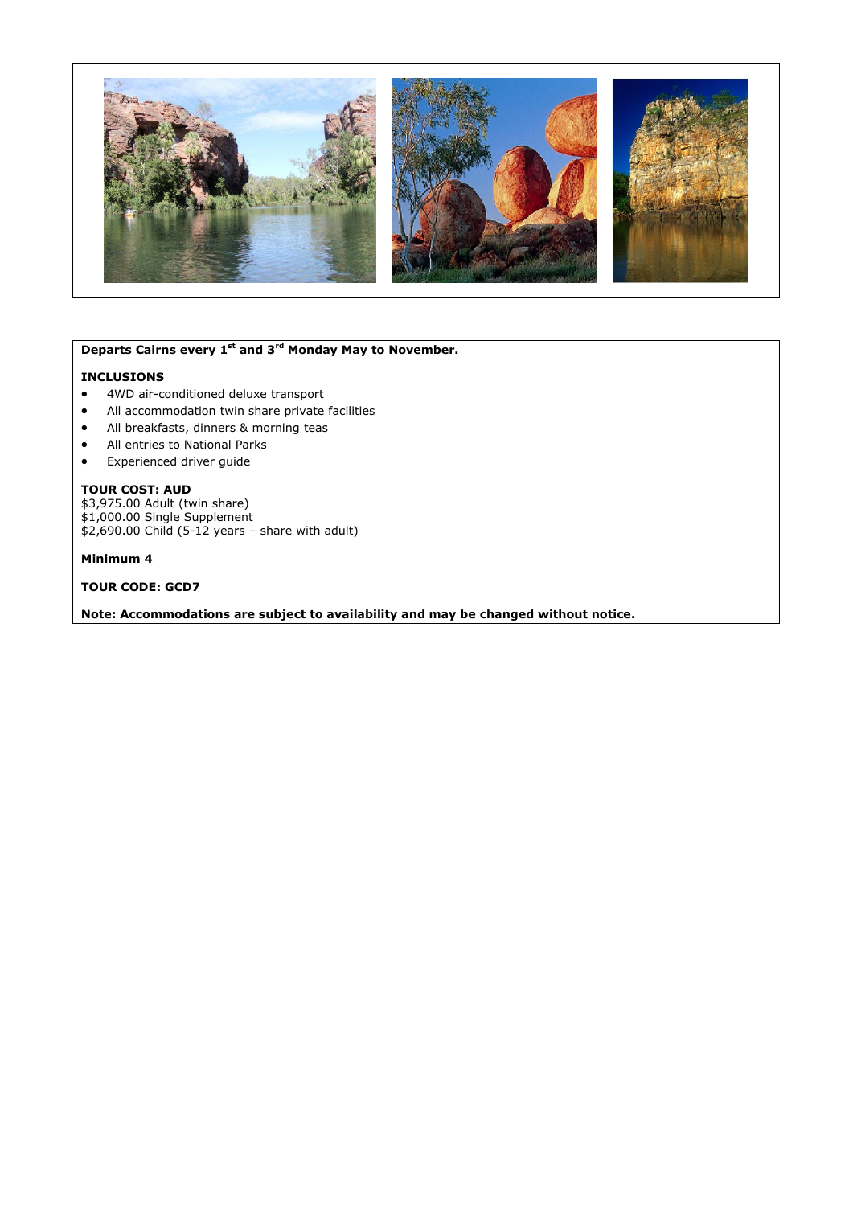**Departs Cairns every 1st and 3rd Monday May to November.**

**INCLUSIONS**

- 4WD air-conditioned deluxe transport
- All accommodation twin share private facilities
- All breakfasts, dinners & morning teas
- All entries to National Parks
- Experienced driver guide

**TOUR COST: AUD**
$3,975.00 Adult (twin share)
$1,000.00 Single Supplement
$2,690.00 Child (5-12 years – share with adult)

**Minimum 4**

**TOUR CODE: GCD7**

**Note: Accommodations are subject to availability and may be changed without notice.**